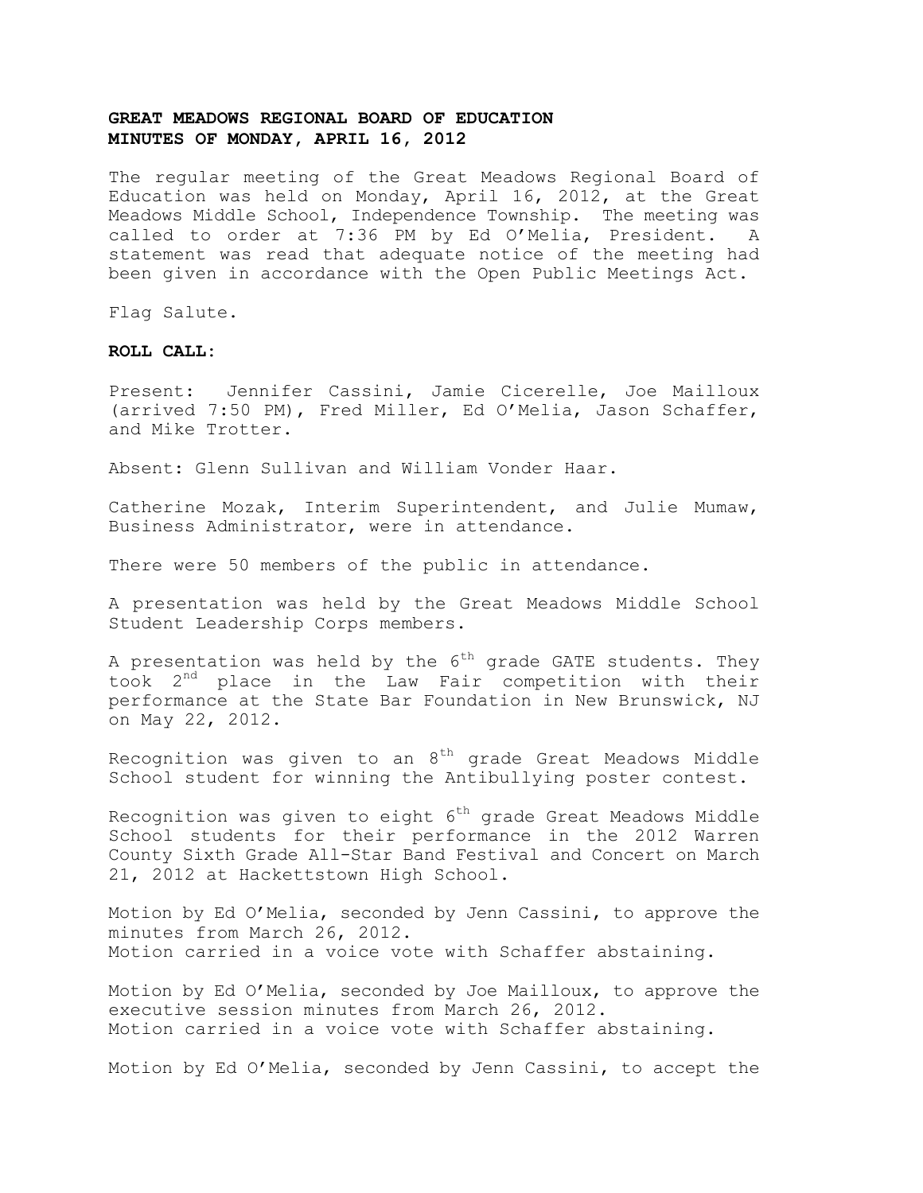**GREAT MEADOWS REGIONAL BOARD OF EDUCATION**
**MINUTES OF MONDAY, APRIL 16, 2012**

The regular meeting of the Great Meadows Regional Board of Education was held on Monday, April 16, 2012, at the Great Meadows Middle School, Independence Township. The meeting was called to order at 7:36 PM by Ed O'Melia, President. A statement was read that adequate notice of the meeting had been given in accordance with the Open Public Meetings Act.

Flag Salute.

**ROLL CALL:**

Present: Jennifer Cassini, Jamie Cicerelle, Joe Mailloux (arrived 7:50 PM), Fred Miller, Ed O'Melia, Jason Schaffer, and Mike Trotter.

Absent: Glenn Sullivan and William Vonder Haar.

Catherine Mozak, Interim Superintendent, and Julie Mumaw, Business Administrator, were in attendance.

There were 50 members of the public in attendance.

A presentation was held by the Great Meadows Middle School Student Leadership Corps members.

A presentation was held by the 6th grade GATE students. They took 2nd place in the Law Fair competition with their performance at the State Bar Foundation in New Brunswick, NJ on May 22, 2012.

Recognition was given to an 8th grade Great Meadows Middle School student for winning the Antibullying poster contest.

Recognition was given to eight 6th grade Great Meadows Middle School students for their performance in the 2012 Warren County Sixth Grade All-Star Band Festival and Concert on March 21, 2012 at Hackettstown High School.

Motion by Ed O'Melia, seconded by Jenn Cassini, to approve the minutes from March 26, 2012.
Motion carried in a voice vote with Schaffer abstaining.

Motion by Ed O'Melia, seconded by Joe Mailloux, to approve the executive session minutes from March 26, 2012.
Motion carried in a voice vote with Schaffer abstaining.

Motion by Ed O'Melia, seconded by Jenn Cassini, to accept the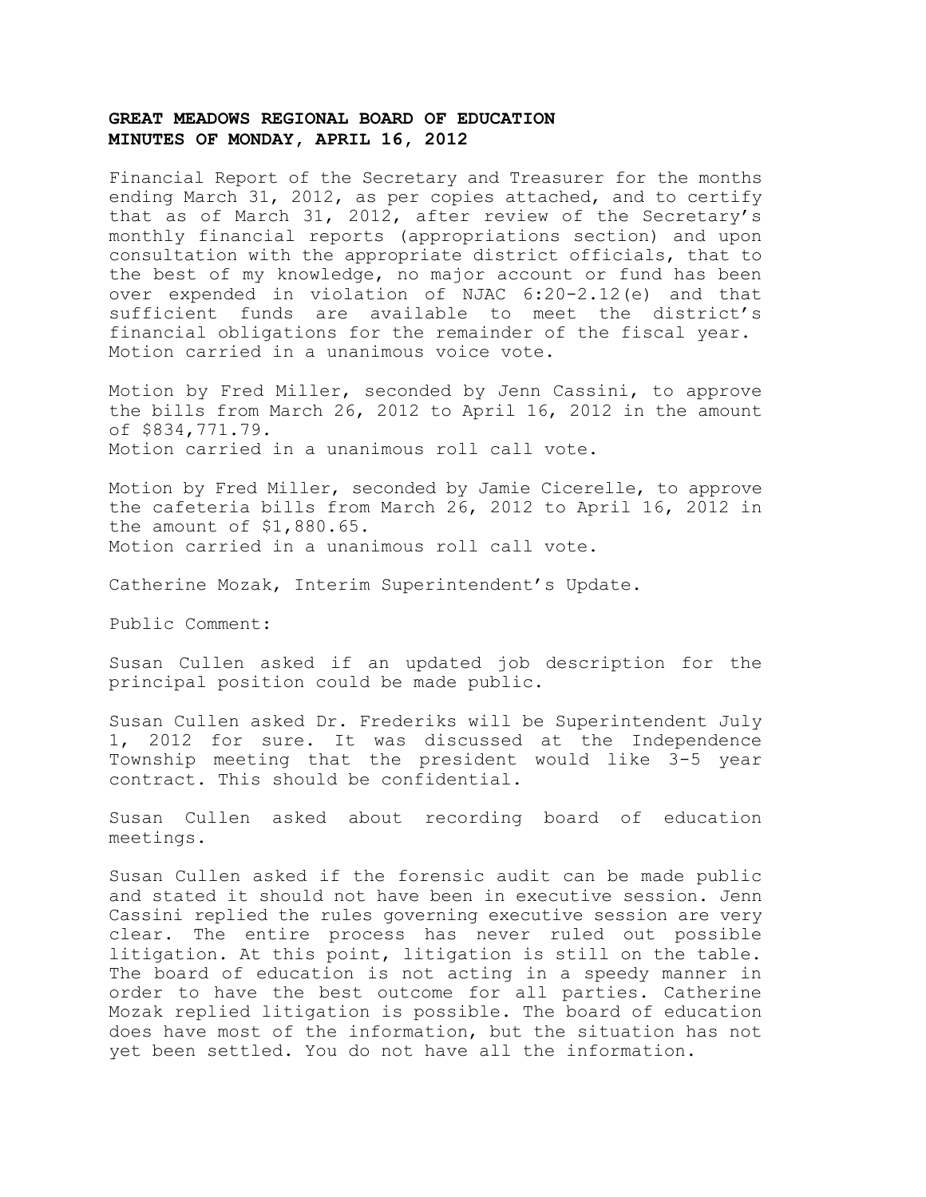**GREAT MEADOWS REGIONAL BOARD OF EDUCATION**
**MINUTES OF MONDAY, APRIL 16, 2012**

Financial Report of the Secretary and Treasurer for the months ending March 31, 2012, as per copies attached, and to certify that as of March 31, 2012, after review of the Secretary's monthly financial reports (appropriations section) and upon consultation with the appropriate district officials, that to the best of my knowledge, no major account or fund has been over expended in violation of NJAC 6:20-2.12(e) and that sufficient funds are available to meet the district's financial obligations for the remainder of the fiscal year.
Motion carried in a unanimous voice vote.

Motion by Fred Miller, seconded by Jenn Cassini, to approve the bills from March 26, 2012 to April 16, 2012 in the amount of $834,771.79.
Motion carried in a unanimous roll call vote.

Motion by Fred Miller, seconded by Jamie Cicerelle, to approve the cafeteria bills from March 26, 2012 to April 16, 2012 in the amount of $1,880.65.
Motion carried in a unanimous roll call vote.

Catherine Mozak, Interim Superintendent's Update.

Public Comment:

Susan Cullen asked if an updated job description for the principal position could be made public.

Susan Cullen asked Dr. Frederiks will be Superintendent July 1, 2012 for sure. It was discussed at the Independence Township meeting that the president would like 3-5 year contract. This should be confidential.

Susan Cullen asked about recording board of education meetings.

Susan Cullen asked if the forensic audit can be made public and stated it should not have been in executive session. Jenn Cassini replied the rules governing executive session are very clear. The entire process has never ruled out possible litigation. At this point, litigation is still on the table. The board of education is not acting in a speedy manner in order to have the best outcome for all parties. Catherine Mozak replied litigation is possible. The board of education does have most of the information, but the situation has not yet been settled. You do not have all the information.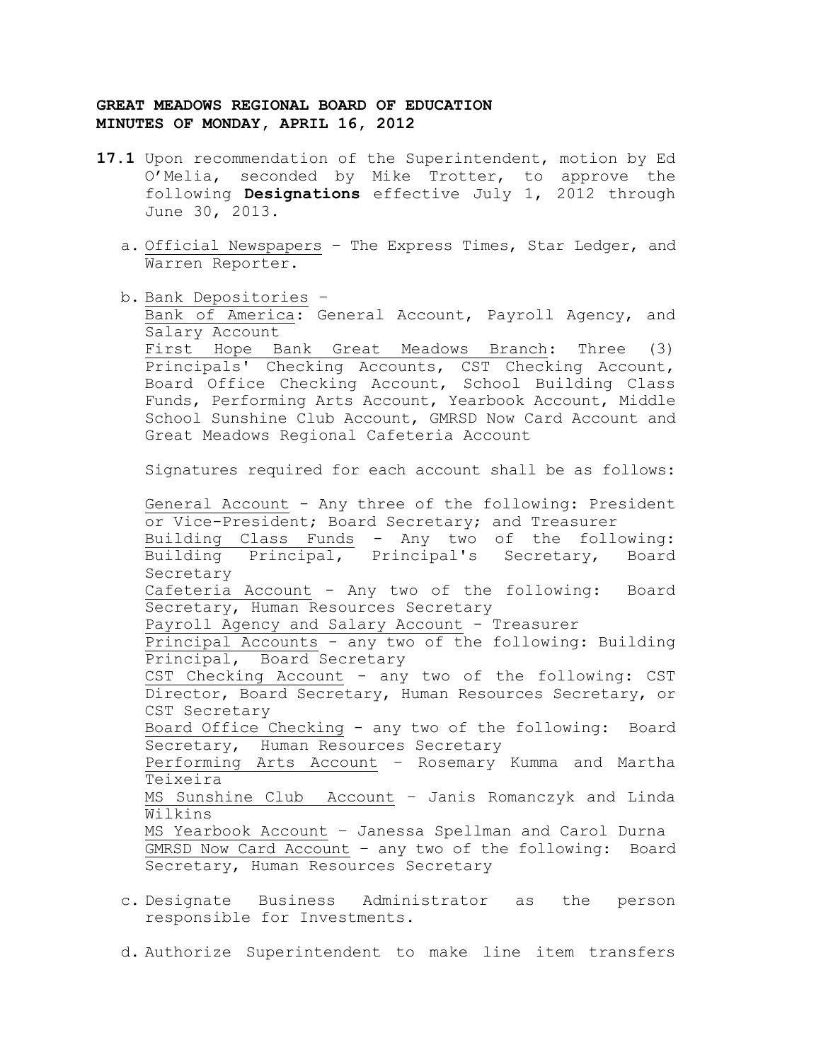**GREAT MEADOWS REGIONAL BOARD OF EDUCATION**
**MINUTES OF MONDAY, APRIL 16, 2012**

**17.1** Upon recommendation of the Superintendent, motion by Ed O'Melia, seconded by Mike Trotter, to approve the following **Designations** effective July 1, 2012 through June 30, 2013.

a. Official Newspapers – The Express Times, Star Ledger, and Warren Reporter.

b. Bank Depositories –
Bank of America: General Account, Payroll Agency, and Salary Account
First Hope Bank Great Meadows Branch: Three (3) Principals' Checking Accounts, CST Checking Account, Board Office Checking Account, School Building Class Funds, Performing Arts Account, Yearbook Account, Middle School Sunshine Club Account, GMRSD Now Card Account and Great Meadows Regional Cafeteria Account

Signatures required for each account shall be as follows:

General Account - Any three of the following: President or Vice-President; Board Secretary; and Treasurer
Building Class Funds - Any two of the following: Building Principal, Principal's Secretary, Board Secretary
Cafeteria Account - Any two of the following: Board Secretary, Human Resources Secretary
Payroll Agency and Salary Account - Treasurer
Principal Accounts - any two of the following: Building Principal, Board Secretary
CST Checking Account - any two of the following: CST Director, Board Secretary, Human Resources Secretary, or CST Secretary
Board Office Checking - any two of the following: Board Secretary, Human Resources Secretary
Performing Arts Account – Rosemary Kumma and Martha Teixeira
MS Sunshine Club Account – Janis Romanczyk and Linda Wilkins
MS Yearbook Account – Janessa Spellman and Carol Durna
GMRSD Now Card Account – any two of the following: Board Secretary, Human Resources Secretary

c. Designate Business Administrator as the person responsible for Investments.

d. Authorize Superintendent to make line item transfers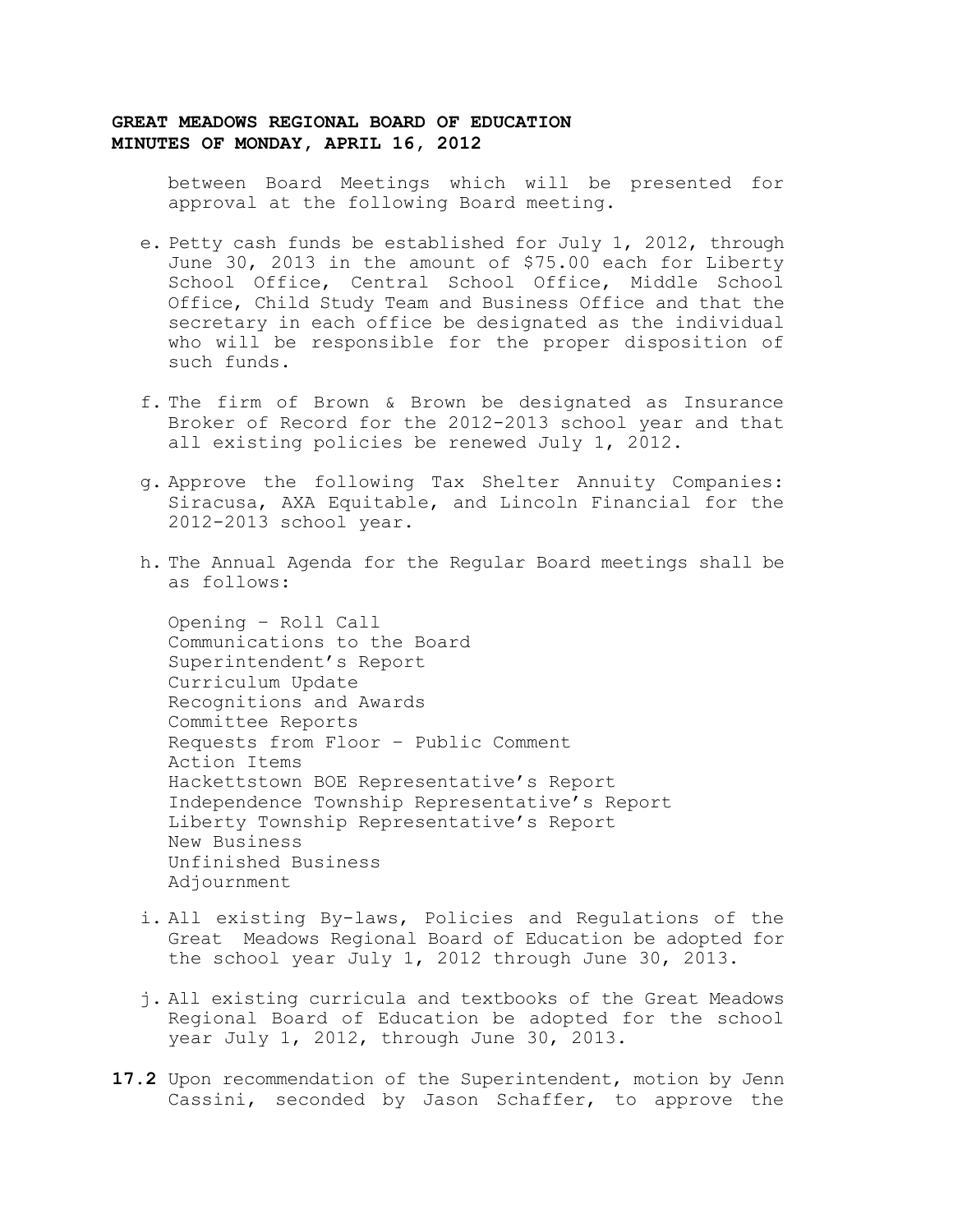between Board Meetings which will be presented for approval at the following Board meeting.

e. Petty cash funds be established for July 1, 2012, through June 30, 2013 in the amount of $75.00 each for Liberty School Office, Central School Office, Middle School Office, Child Study Team and Business Office and that the secretary in each office be designated as the individual who will be responsible for the proper disposition of such funds.

f. The firm of Brown & Brown be designated as Insurance Broker of Record for the 2012-2013 school year and that all existing policies be renewed July 1, 2012.

g. Approve the following Tax Shelter Annuity Companies: Siracusa, AXA Equitable, and Lincoln Financial for the 2012-2013 school year.

h. The Annual Agenda for the Regular Board meetings shall be as follows:

   Opening – Roll Call
   Communications to the Board
   Superintendent's Report
   Curriculum Update
   Recognitions and Awards
   Committee Reports
   Requests from Floor – Public Comment
   Action Items
   Hackettstown BOE Representative's Report
   Independence Township Representative's Report
   Liberty Township Representative's Report
   New Business
   Unfinished Business
   Adjournment

i. All existing By-laws, Policies and Regulations of the Great Meadows Regional Board of Education be adopted for the school year July 1, 2012 through June 30, 2013.

j. All existing curricula and textbooks of the Great Meadows Regional Board of Education be adopted for the school year July 1, 2012, through June 30, 2013.

**17.2** Upon recommendation of the Superintendent, motion by Jenn Cassini, seconded by Jason Schaffer, to approve the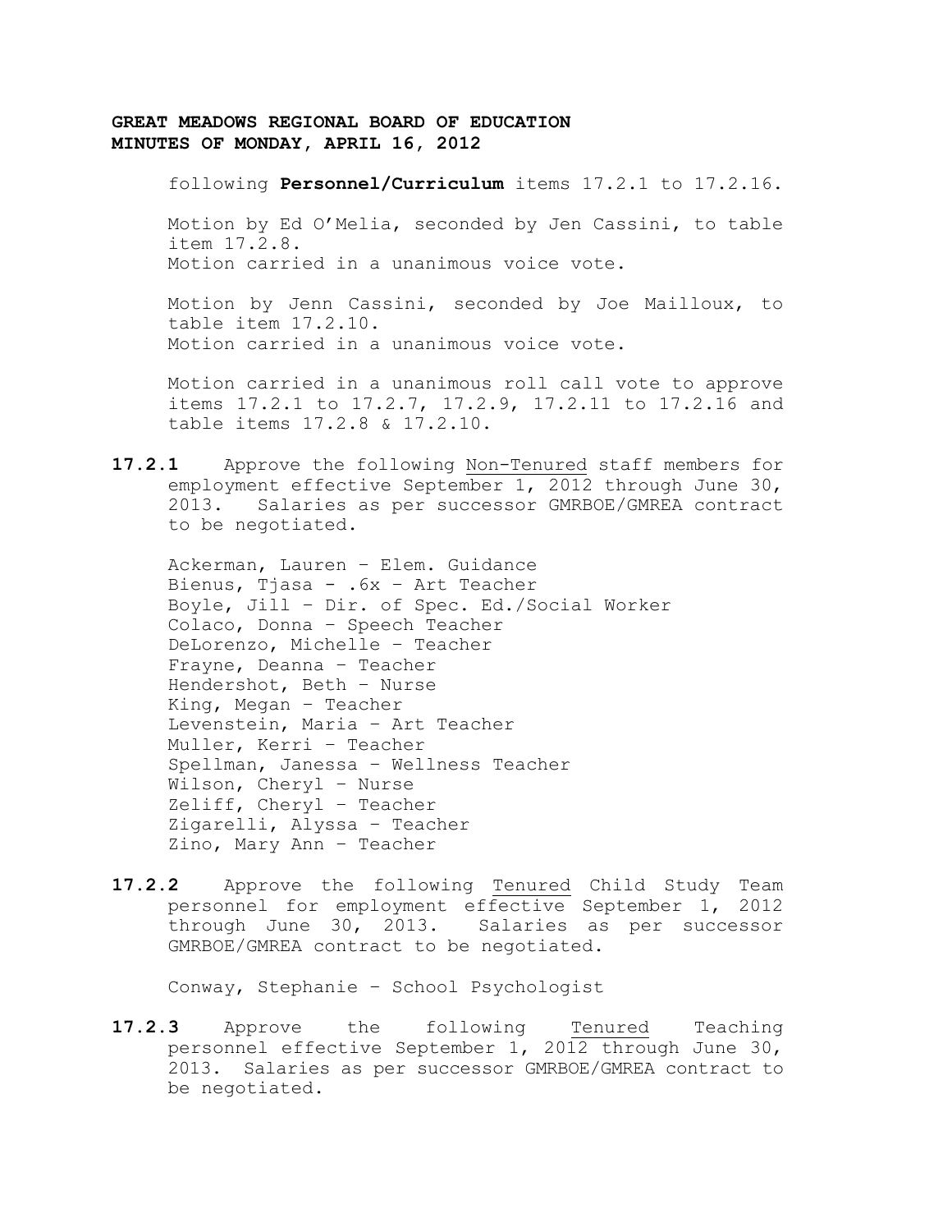following **Personnel/Curriculum** items 17.2.1 to 17.2.16.

Motion by Ed O'Melia, seconded by Jen Cassini, to table item 17.2.8.
Motion carried in a unanimous voice vote.

Motion by Jenn Cassini, seconded by Joe Mailloux, to table item 17.2.10.
Motion carried in a unanimous voice vote.

Motion carried in a unanimous roll call vote to approve items 17.2.1 to 17.2.7, 17.2.9, 17.2.11 to 17.2.16 and table items 17.2.8 & 17.2.10.

**17.2.1** Approve the following Non-Tenured staff members for employment effective September 1, 2012 through June 30, 2013. Salaries as per successor GMRBOE/GMREA contract to be negotiated.

Ackerman, Lauren – Elem. Guidance
Bienus, Tjasa - .6x – Art Teacher
Boyle, Jill – Dir. of Spec. Ed./Social Worker
Colaco, Donna – Speech Teacher
DeLorenzo, Michelle – Teacher
Frayne, Deanna – Teacher
Hendershot, Beth – Nurse
King, Megan – Teacher
Levenstein, Maria – Art Teacher
Muller, Kerri – Teacher
Spellman, Janessa – Wellness Teacher
Wilson, Cheryl – Nurse
Zeliff, Cheryl – Teacher
Zigarelli, Alyssa – Teacher
Zino, Mary Ann – Teacher

**17.2.2** Approve the following Tenured Child Study Team personnel for employment effective September 1, 2012 through June 30, 2013. Salaries as per successor GMRBOE/GMREA contract to be negotiated.

Conway, Stephanie – School Psychologist

**17.2.3** Approve the following Tenured Teaching personnel effective September 1, 2012 through June 30, 2013. Salaries as per successor GMRBOE/GMREA contract to be negotiated.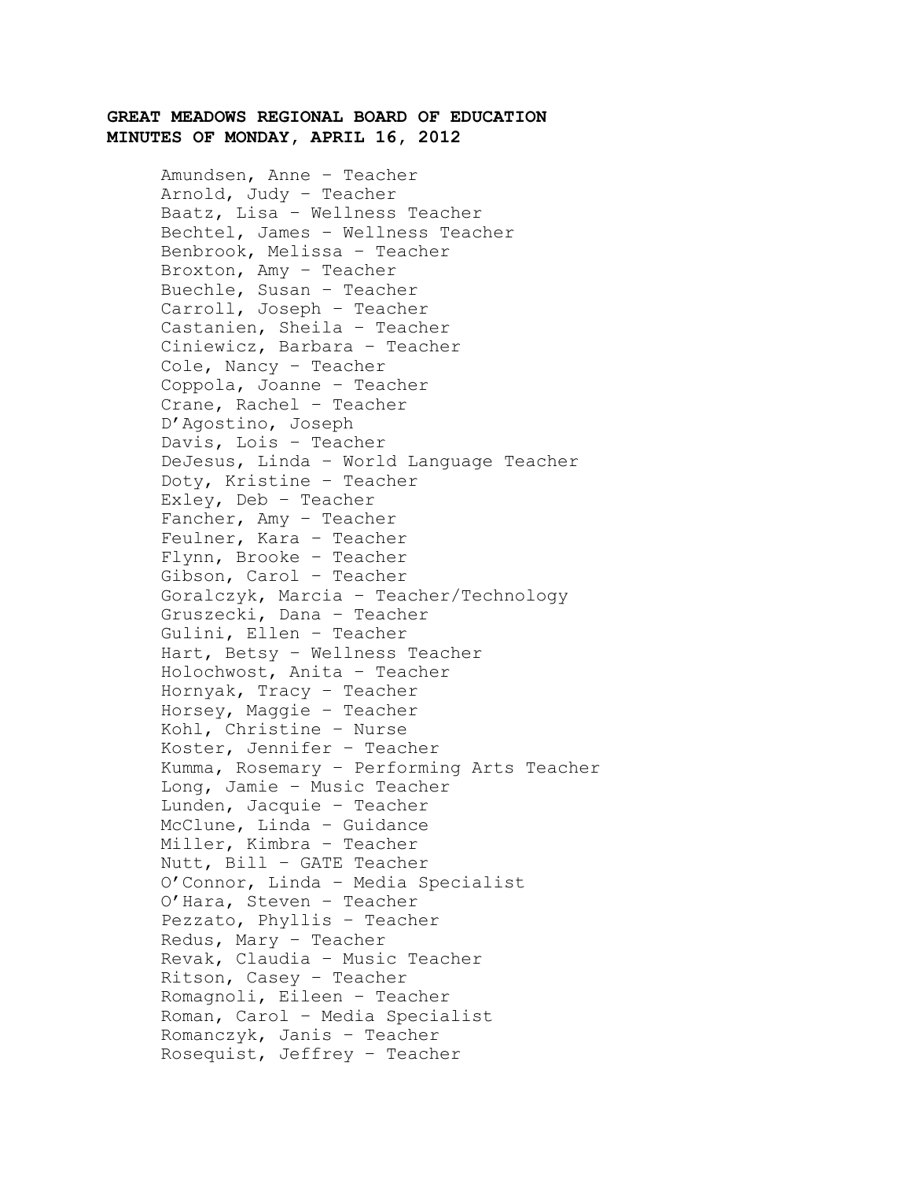**GREAT MEADOWS REGIONAL BOARD OF EDUCATION**
**MINUTES OF MONDAY, APRIL 16, 2012**

Amundsen, Anne – Teacher
Arnold, Judy – Teacher
Baatz, Lisa – Wellness Teacher
Bechtel, James – Wellness Teacher
Benbrook, Melissa – Teacher
Broxton, Amy – Teacher
Buechle, Susan – Teacher
Carroll, Joseph – Teacher
Castanien, Sheila – Teacher
Ciniewicz, Barbara – Teacher
Cole, Nancy – Teacher
Coppola, Joanne – Teacher
Crane, Rachel – Teacher
D'Agostino, Joseph
Davis, Lois – Teacher
DeJesus, Linda – World Language Teacher
Doty, Kristine – Teacher
Exley, Deb – Teacher
Fancher, Amy – Teacher
Feulner, Kara – Teacher
Flynn, Brooke – Teacher
Gibson, Carol – Teacher
Goralczyk, Marcia – Teacher/Technology
Gruszecki, Dana – Teacher
Gulini, Ellen – Teacher
Hart, Betsy – Wellness Teacher
Holochwost, Anita – Teacher
Hornyak, Tracy – Teacher
Horsey, Maggie – Teacher
Kohl, Christine – Nurse
Koster, Jennifer – Teacher
Kumma, Rosemary – Performing Arts Teacher
Long, Jamie – Music Teacher
Lunden, Jacquie – Teacher
McClune, Linda – Guidance
Miller, Kimbra – Teacher
Nutt, Bill – GATE Teacher
O'Connor, Linda – Media Specialist
O'Hara, Steven – Teacher
Pezzato, Phyllis – Teacher
Redus, Mary – Teacher
Revak, Claudia – Music Teacher
Ritson, Casey – Teacher
Romagnoli, Eileen – Teacher
Roman, Carol – Media Specialist
Romanczyk, Janis – Teacher
Rosequist, Jeffrey – Teacher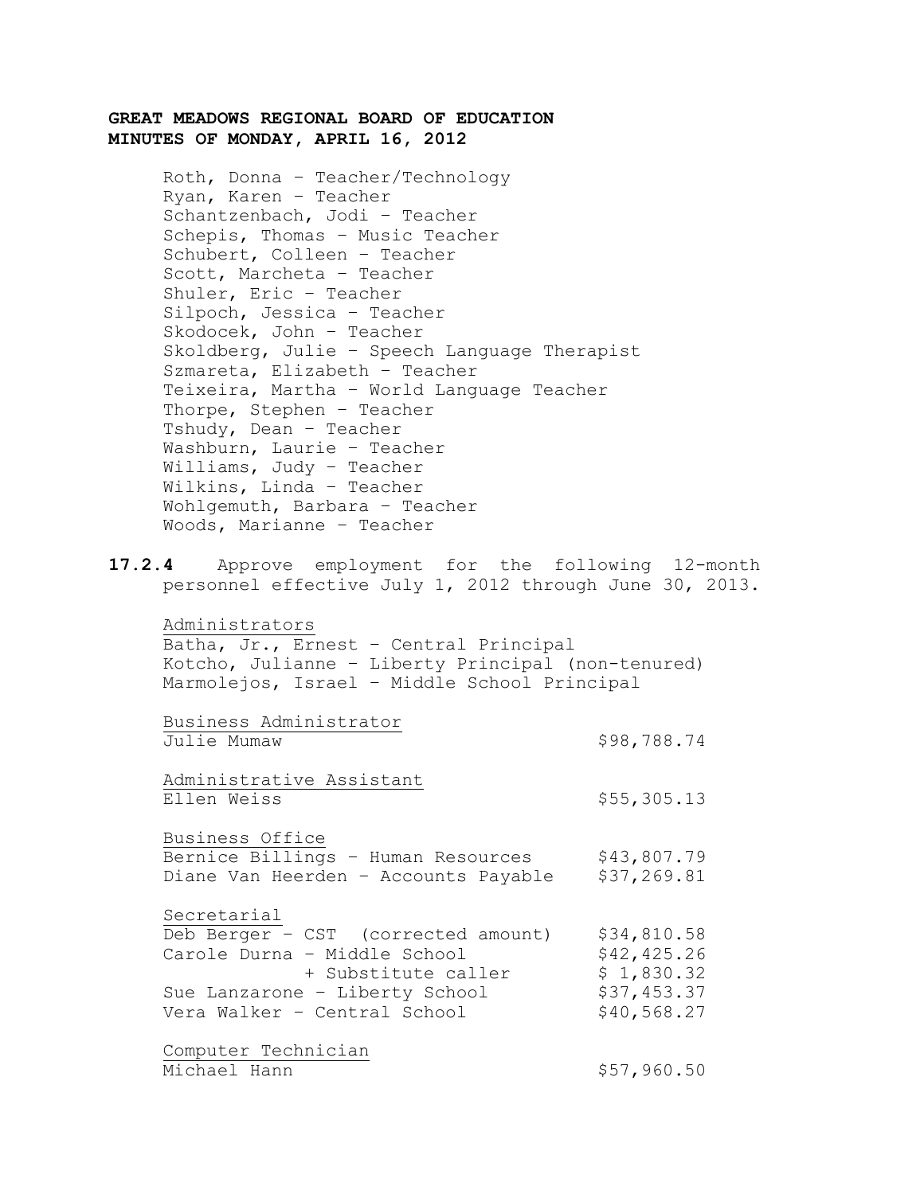**GREAT MEADOWS REGIONAL BOARD OF EDUCATION**
**MINUTES OF MONDAY, APRIL 16, 2012**

Roth, Donna – Teacher/Technology
Ryan, Karen – Teacher
Schantzenbach, Jodi – Teacher
Schepis, Thomas – Music Teacher
Schubert, Colleen – Teacher
Scott, Marcheta – Teacher
Shuler, Eric – Teacher
Silpoch, Jessica – Teacher
Skodocek, John – Teacher
Skoldberg, Julie – Speech Language Therapist
Szmareta, Elizabeth – Teacher
Teixeira, Martha – World Language Teacher
Thorpe, Stephen – Teacher
Tshudy, Dean – Teacher
Washburn, Laurie – Teacher
Williams, Judy – Teacher
Wilkins, Linda – Teacher
Wohlgemuth, Barbara – Teacher
Woods, Marianne – Teacher

**17.2.4** Approve employment for the following 12-month personnel effective July 1, 2012 through June 30, 2013.

Administrators
Batha, Jr., Ernest – Central Principal
Kotcho, Julianne – Liberty Principal (non-tenured)
Marmolejos, Israel – Middle School Principal

| Position / Name | Salary |
|---|---|
| **Business Administrator** | |
| Julie Mumaw | $98,788.74 |
| **Administrative Assistant** | |
| Ellen Weiss | $55,305.13 |
| **Business Office** | |
| Bernice Billings – Human Resources | $43,807.79 |
| Diane Van Heerden – Accounts Payable | $37,269.81 |
| **Secretarial** | |
| Deb Berger – CST (corrected amount) | $34,810.58 |
| Carole Durna – Middle School | $42,425.26 |
| + Substitute caller | $ 1,830.32 |
| Sue Lanzarone – Liberty School | $37,453.37 |
| Vera Walker – Central School | $40,568.27 |
| **Computer Technician** | |
| Michael Hann | $57,960.50 |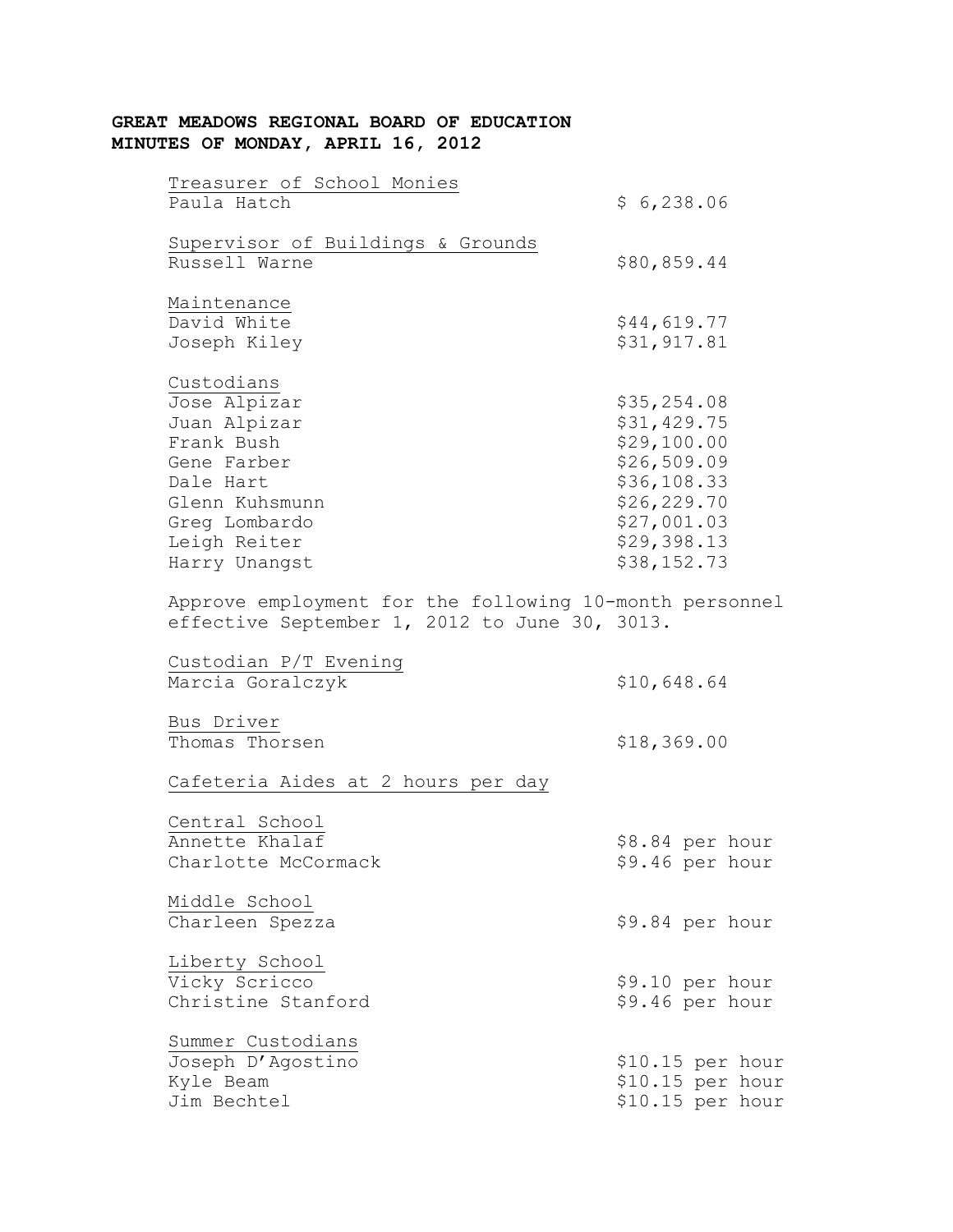**GREAT MEADOWS REGIONAL BOARD OF EDUCATION**
**MINUTES OF MONDAY, APRIL 16, 2012**

Treasurer of School Monies

| | |
|---|---|
| Paula Hatch | $ 6,238.06 |

Supervisor of Buildings & Grounds

| | |
|---|---|
| Russell Warne | $80,859.44 |

Maintenance

| | |
|---|---|
| David White | $44,619.77 |
| Joseph Kiley | $31,917.81 |

Custodians

| | |
|---|---|
| Jose Alpizar | $35,254.08 |
| Juan Alpizar | $31,429.75 |
| Frank Bush | $29,100.00 |
| Gene Farber | $26,509.09 |
| Dale Hart | $36,108.33 |
| Glenn Kuhsmunn | $26,229.70 |
| Greg Lombardo | $27,001.03 |
| Leigh Reiter | $29,398.13 |
| Harry Unangst | $38,152.73 |

Approve employment for the following 10-month personnel effective September 1, 2012 to June 30, 3013.

Custodian P/T Evening

| | |
|---|---|
| Marcia Goralczyk | $10,648.64 |

Bus Driver

| | |
|---|---|
| Thomas Thorsen | $18,369.00 |

Cafeteria Aides at 2 hours per day

Central School

| | |
|---|---|
| Annette Khalaf | $8.84 per hour |
| Charlotte McCormack | $9.46 per hour |

Middle School

| | |
|---|---|
| Charleen Spezza | $9.84 per hour |

Liberty School

| | |
|---|---|
| Vicky Scricco | $9.10 per hour |
| Christine Stanford | $9.46 per hour |

Summer Custodians

| | |
|---|---|
| Joseph D'Agostino | $10.15 per hour |
| Kyle Beam | $10.15 per hour |
| Jim Bechtel | $10.15 per hour |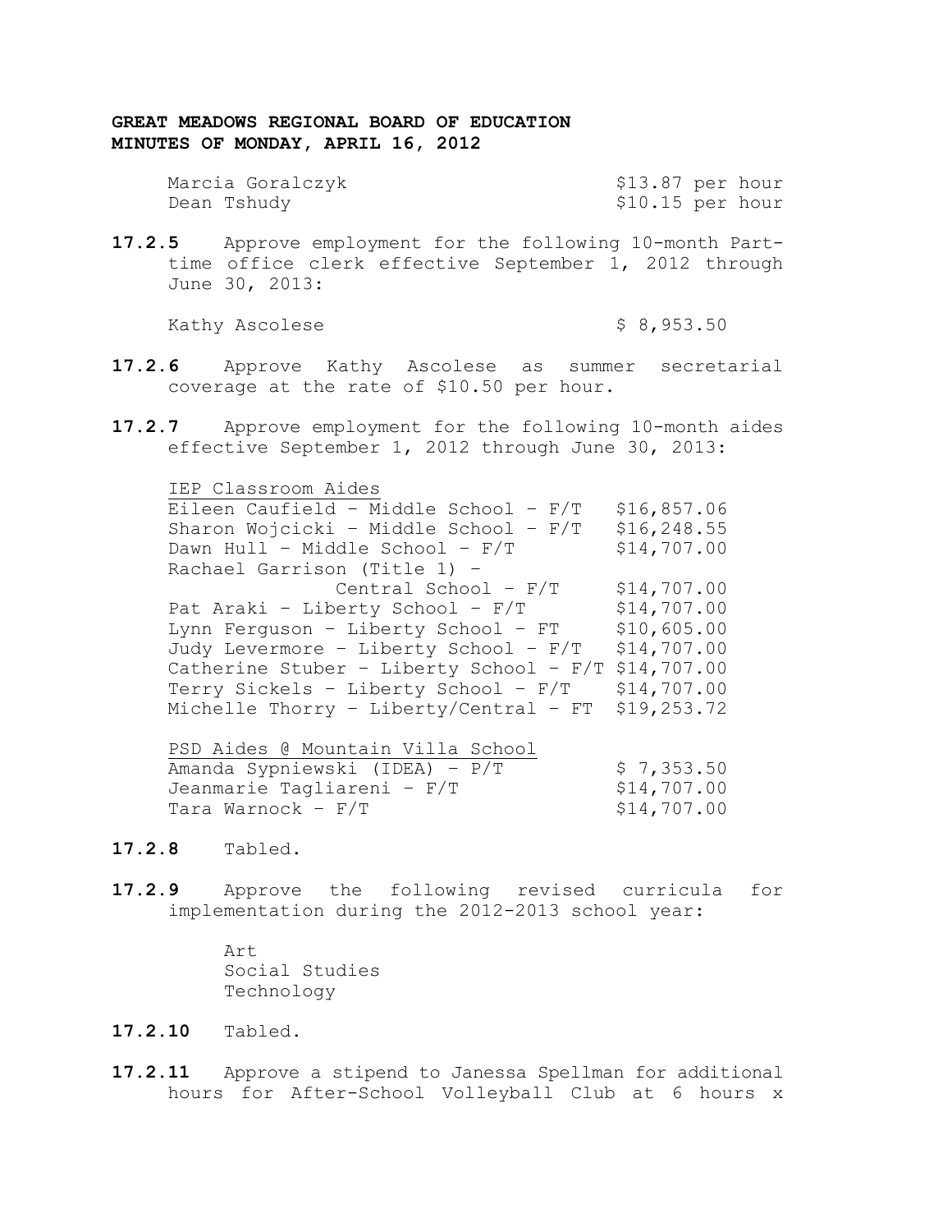**GREAT MEADOWS REGIONAL BOARD OF EDUCATION**
**MINUTES OF MONDAY, APRIL 16, 2012**

| | |
|---|---|
| Marcia Goralczyk | $13.87 per hour |
| Dean Tshudy | $10.15 per hour |

**17.2.5** Approve employment for the following 10-month Part-time office clerk effective September 1, 2012 through June 30, 2013:

| | |
|---|---|
| Kathy Ascolese | $ 8,953.50 |

**17.2.6** Approve Kathy Ascolese as summer secretarial coverage at the rate of $10.50 per hour.

**17.2.7** Approve employment for the following 10-month aides effective September 1, 2012 through June 30, 2013:

| IEP Classroom Aides | |
|---|---|
| Eileen Caufield – Middle School – F/T | $16,857.06 |
| Sharon Wojcicki – Middle School – F/T | $16,248.55 |
| Dawn Hull – Middle School – F/T | $14,707.00 |
| Rachael Garrison (Title 1) – Central School – F/T | $14,707.00 |
| Pat Araki – Liberty School – F/T | $14,707.00 |
| Lynn Ferguson – Liberty School – FT | $10,605.00 |
| Judy Levermore – Liberty School – F/T | $14,707.00 |
| Catherine Stuber – Liberty School – F/T | $14,707.00 |
| Terry Sickels – Liberty School – F/T | $14,707.00 |
| Michelle Thorry – Liberty/Central – FT | $19,253.72 |

| PSD Aides @ Mountain Villa School | |
|---|---|
| Amanda Sypniewski (IDEA) – P/T | $ 7,353.50 |
| Jeanmarie Tagliareni – F/T | $14,707.00 |
| Tara Warnock – F/T | $14,707.00 |

**17.2.8** Tabled.

**17.2.9** Approve the following revised curricula for implementation during the 2012-2013 school year:

Art
Social Studies
Technology

**17.2.10** Tabled.

**17.2.11** Approve a stipend to Janessa Spellman for additional hours for After-School Volleyball Club at 6 hours x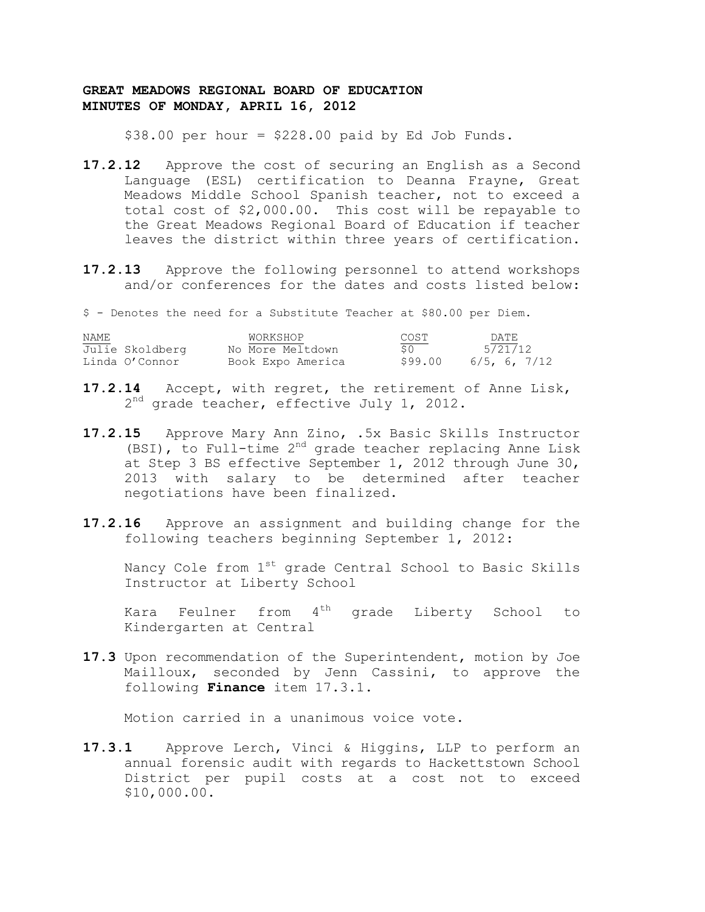$38.00 per hour = $228.00 paid by Ed Job Funds.

**17.2.12** Approve the cost of securing an English as a Second Language (ESL) certification to Deanna Frayne, Great Meadows Middle School Spanish teacher, not to exceed a total cost of $2,000.00. This cost will be repayable to the Great Meadows Regional Board of Education if teacher leaves the district within three years of certification.

**17.2.13** Approve the following personnel to attend workshops and/or conferences for the dates and costs listed below:

$ - Denotes the need for a Substitute Teacher at $80.00 per Diem.

| NAME | WORKSHOP | COST | DATE |
|---|---|---|---|
| Julie Skoldberg | No More Meltdown | $0 | 5/21/12 |
| Linda O'Connor | Book Expo America | $99.00 | 6/5, 6, 7/12 |

**17.2.14** Accept, with regret, the retirement of Anne Lisk, 2nd grade teacher, effective July 1, 2012.

**17.2.15** Approve Mary Ann Zino, .5x Basic Skills Instructor (BSI), to Full-time 2nd grade teacher replacing Anne Lisk at Step 3 BS effective September 1, 2012 through June 30, 2013 with salary to be determined after teacher negotiations have been finalized.

**17.2.16** Approve an assignment and building change for the following teachers beginning September 1, 2012:

Nancy Cole from 1st grade Central School to Basic Skills Instructor at Liberty School

Kara Feulner from 4th grade Liberty School to Kindergarten at Central

**17.3** Upon recommendation of the Superintendent, motion by Joe Mailloux, seconded by Jenn Cassini, to approve the following **Finance** item 17.3.1.

Motion carried in a unanimous voice vote.

**17.3.1** Approve Lerch, Vinci & Higgins, LLP to perform an annual forensic audit with regards to Hackettstown School District per pupil costs at a cost not to exceed $10,000.00.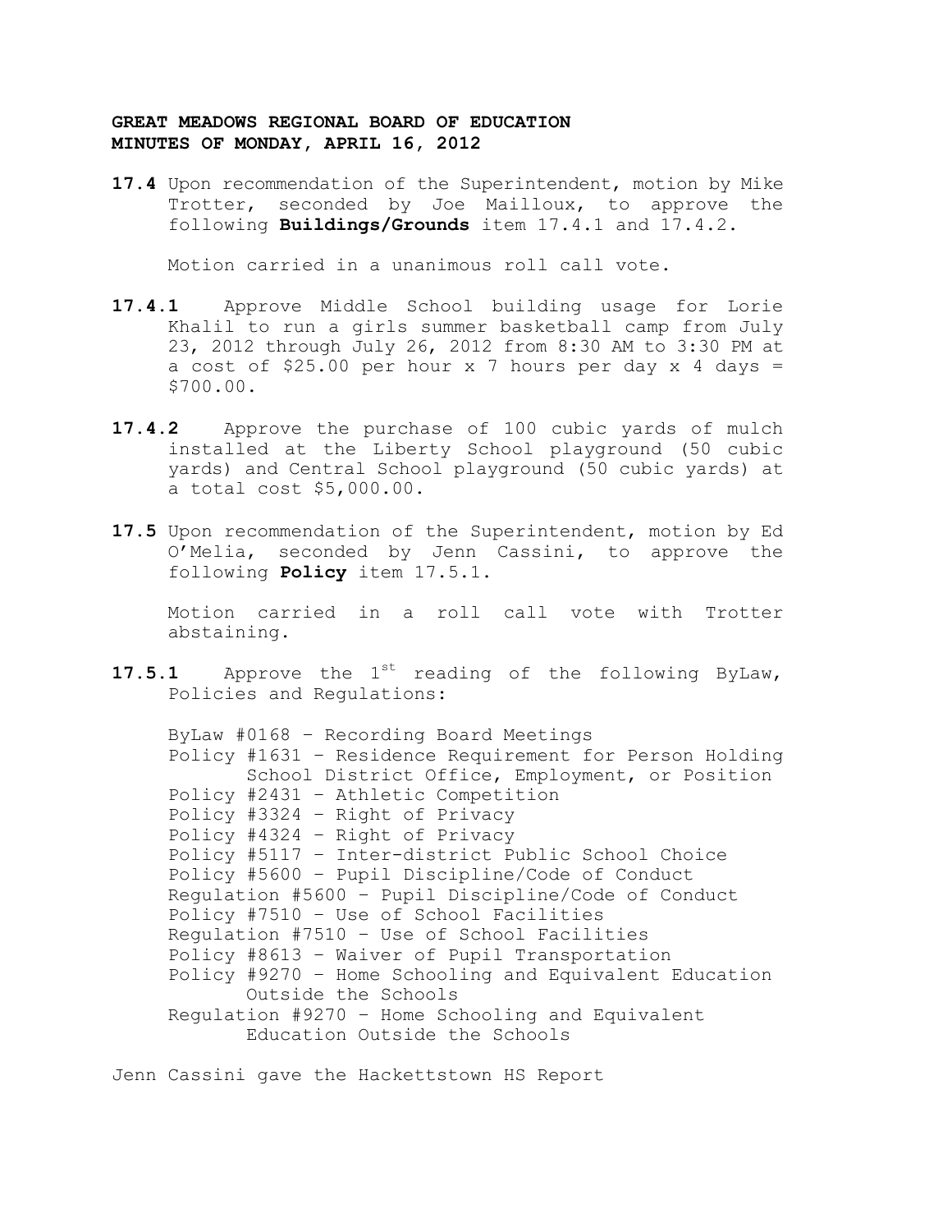**GREAT MEADOWS REGIONAL BOARD OF EDUCATION**
**MINUTES OF MONDAY, APRIL 16, 2012**

**17.4** Upon recommendation of the Superintendent, motion by Mike Trotter, seconded by Joe Mailloux, to approve the following **Buildings/Grounds** item 17.4.1 and 17.4.2.

Motion carried in a unanimous roll call vote.

**17.4.1** Approve Middle School building usage for Lorie Khalil to run a girls summer basketball camp from July 23, 2012 through July 26, 2012 from 8:30 AM to 3:30 PM at a cost of $25.00 per hour x 7 hours per day x 4 days = $700.00.

**17.4.2** Approve the purchase of 100 cubic yards of mulch installed at the Liberty School playground (50 cubic yards) and Central School playground (50 cubic yards) at a total cost $5,000.00.

**17.5** Upon recommendation of the Superintendent, motion by Ed O'Melia, seconded by Jenn Cassini, to approve the following **Policy** item 17.5.1.

Motion carried in a roll call vote with Trotter abstaining.

**17.5.1** Approve the 1st reading of the following ByLaw, Policies and Regulations:

ByLaw #0168 – Recording Board Meetings
Policy #1631 – Residence Requirement for Person Holding School District Office, Employment, or Position
Policy #2431 – Athletic Competition
Policy #3324 – Right of Privacy
Policy #4324 – Right of Privacy
Policy #5117 – Inter-district Public School Choice
Policy #5600 – Pupil Discipline/Code of Conduct
Regulation #5600 – Pupil Discipline/Code of Conduct
Policy #7510 – Use of School Facilities
Regulation #7510 – Use of School Facilities
Policy #8613 – Waiver of Pupil Transportation
Policy #9270 – Home Schooling and Equivalent Education Outside the Schools
Regulation #9270 – Home Schooling and Equivalent Education Outside the Schools

Jenn Cassini gave the Hackettstown HS Report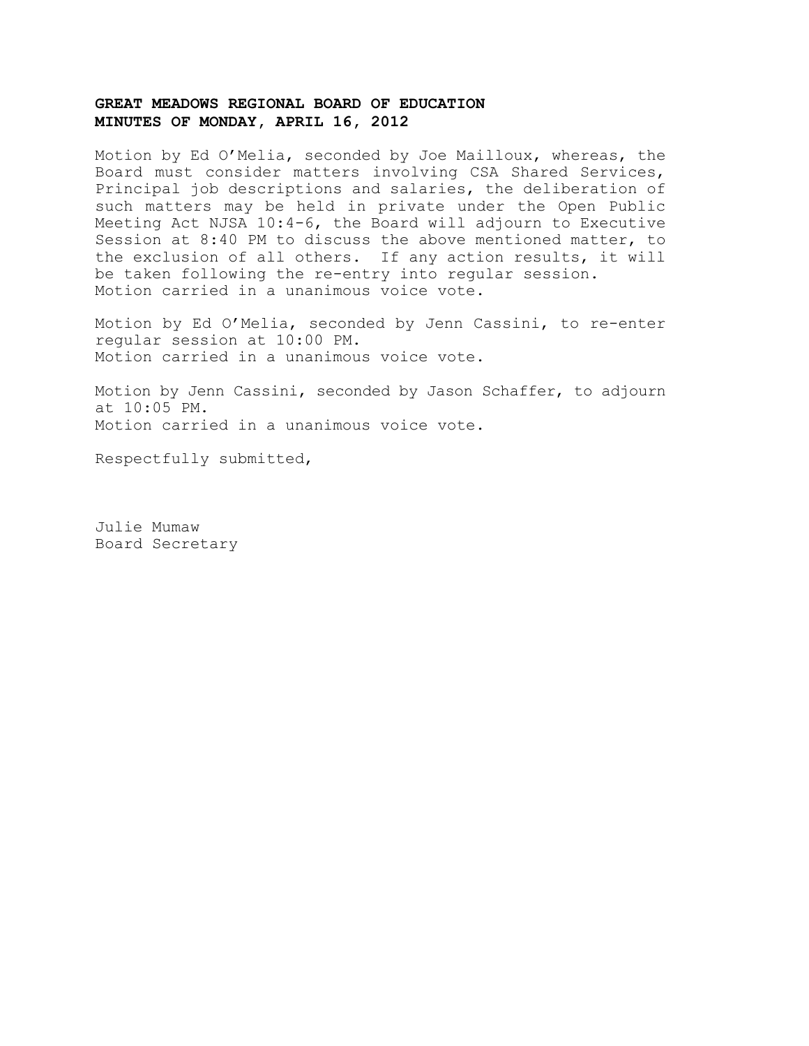**GREAT MEADOWS REGIONAL BOARD OF EDUCATION**
**MINUTES OF MONDAY, APRIL 16, 2012**

Motion by Ed O'Melia, seconded by Joe Mailloux, whereas, the Board must consider matters involving CSA Shared Services, Principal job descriptions and salaries, the deliberation of such matters may be held in private under the Open Public Meeting Act NJSA 10:4-6, the Board will adjourn to Executive Session at 8:40 PM to discuss the above mentioned matter, to the exclusion of all others. If any action results, it will be taken following the re-entry into regular session.
Motion carried in a unanimous voice vote.

Motion by Ed O'Melia, seconded by Jenn Cassini, to re-enter regular session at 10:00 PM.
Motion carried in a unanimous voice vote.

Motion by Jenn Cassini, seconded by Jason Schaffer, to adjourn at 10:05 PM.
Motion carried in a unanimous voice vote.

Respectfully submitted,

Julie Mumaw
Board Secretary